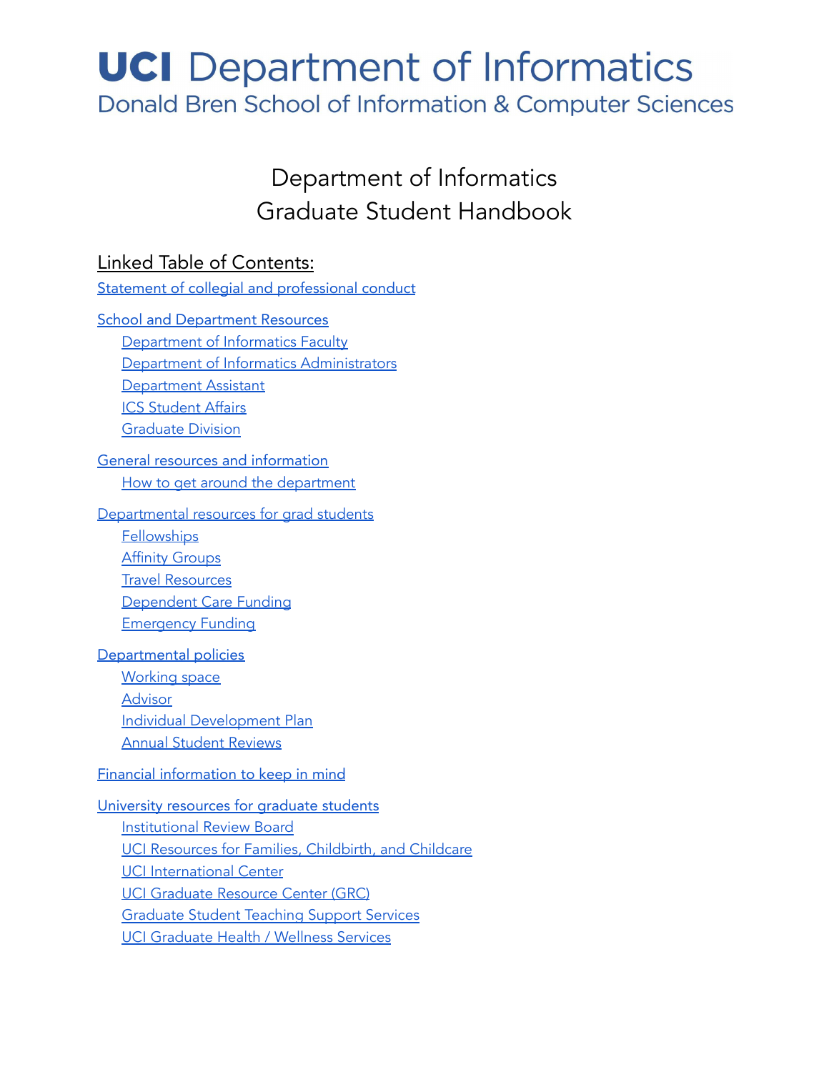# UCI Department of Informatics

Donald Bren School of Information & Computer Sciences

# Department of Informatics
# Graduate Student Handbook

## Linked Table of Contents:

- Statement of collegial and professional conduct
- School and Department Resources
  - Department of Informatics Faculty
  - Department of Informatics Administrators
  - Department Assistant
  - ICS Student Affairs
  - Graduate Division
- General resources and information
  - How to get around the department
- Departmental resources for grad students
  - Fellowships
  - Affinity Groups
  - Travel Resources
  - Dependent Care Funding
  - Emergency Funding
- Departmental policies
  - Working space
  - Advisor
  - Individual Development Plan
  - Annual Student Reviews
- Financial information to keep in mind
- University resources for graduate students
  - Institutional Review Board
  - UCI Resources for Families, Childbirth, and Childcare
  - UCI International Center
  - UCI Graduate Resource Center (GRC)
  - Graduate Student Teaching Support Services
  - UCI Graduate Health / Wellness Services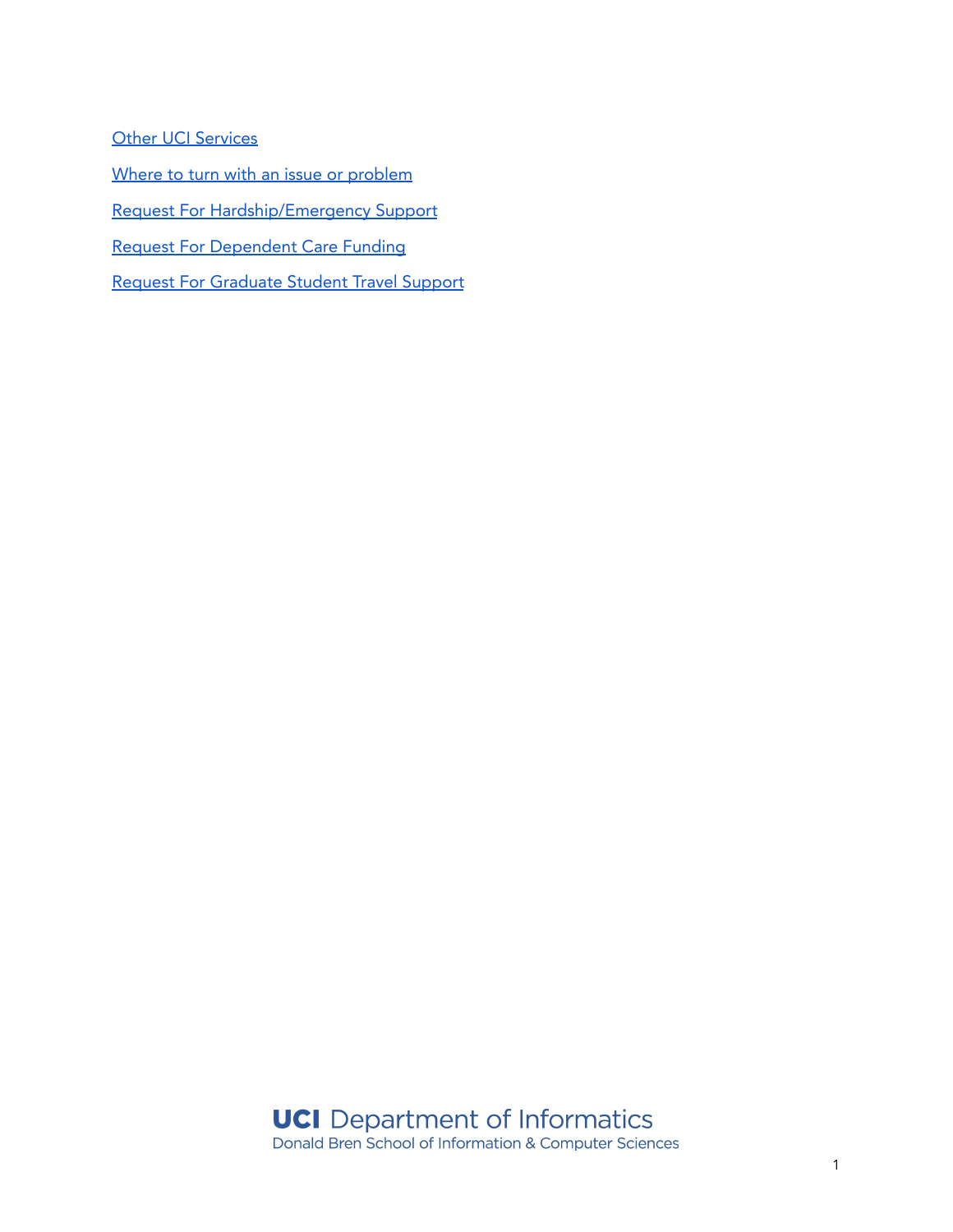[Other UCI Services]

[Where to turn with an issue or problem]

[Request For Hardship/Emergency Support]

[Request For Dependent Care Funding]

[Request For Graduate Student Travel Support]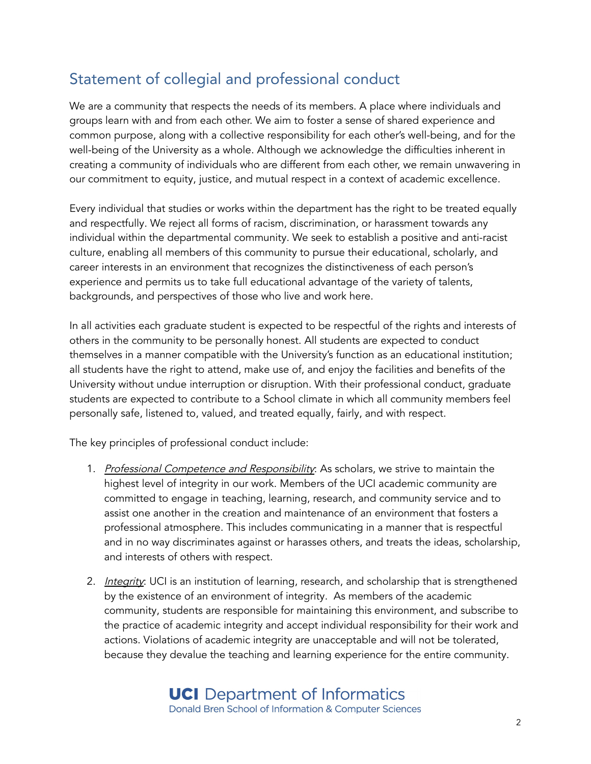## Statement of collegial and professional conduct

We are a community that respects the needs of its members. A place where individuals and groups learn with and from each other. We aim to foster a sense of shared experience and common purpose, along with a collective responsibility for each other's well-being, and for the well-being of the University as a whole. Although we acknowledge the difficulties inherent in creating a community of individuals who are different from each other, we remain unwavering in our commitment to equity, justice, and mutual respect in a context of academic excellence.

Every individual that studies or works within the department has the right to be treated equally and respectfully. We reject all forms of racism, discrimination, or harassment towards any individual within the departmental community. We seek to establish a positive and anti-racist culture, enabling all members of this community to pursue their educational, scholarly, and career interests in an environment that recognizes the distinctiveness of each person's experience and permits us to take full educational advantage of the variety of talents, backgrounds, and perspectives of those who live and work here.

In all activities each graduate student is expected to be respectful of the rights and interests of others in the community to be personally honest. All students are expected to conduct themselves in a manner compatible with the University's function as an educational institution; all students have the right to attend, make use of, and enjoy the facilities and benefits of the University without undue interruption or disruption. With their professional conduct, graduate students are expected to contribute to a School climate in which all community members feel personally safe, listened to, valued, and treated equally, fairly, and with respect.

The key principles of professional conduct include:

1. *Professional Competence and Responsibility*: As scholars, we strive to maintain the highest level of integrity in our work. Members of the UCI academic community are committed to engage in teaching, learning, research, and community service and to assist one another in the creation and maintenance of an environment that fosters a professional atmosphere. This includes communicating in a manner that is respectful and in no way discriminates against or harasses others, and treats the ideas, scholarship, and interests of others with respect.
2. *Integrity*: UCI is an institution of learning, research, and scholarship that is strengthened by the existence of an environment of integrity. As members of the academic community, students are responsible for maintaining this environment, and subscribe to the practice of academic integrity and accept individual responsibility for their work and actions. Violations of academic integrity are unacceptable and will not be tolerated, because they devalue the teaching and learning experience for the entire community.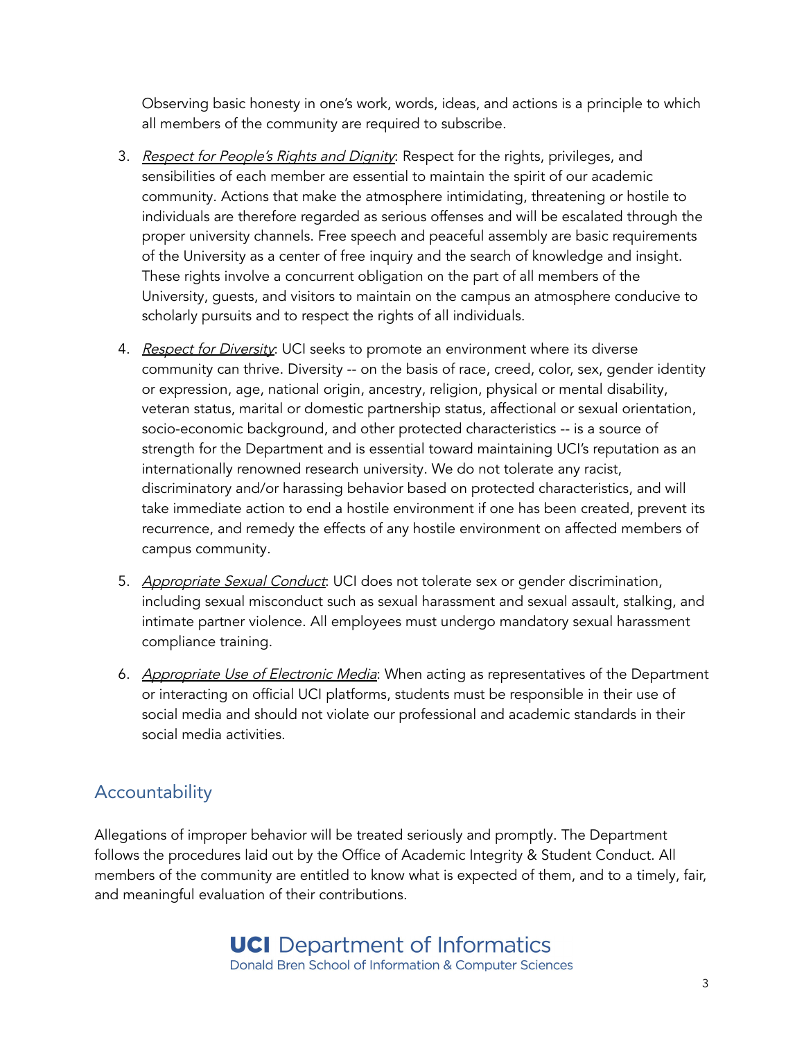Observing basic honesty in one's work, words, ideas, and actions is a principle to which all members of the community are required to subscribe.

3. *Respect for People's Rights and Dignity*: Respect for the rights, privileges, and sensibilities of each member are essential to maintain the spirit of our academic community. Actions that make the atmosphere intimidating, threatening or hostile to individuals are therefore regarded as serious offenses and will be escalated through the proper university channels. Free speech and peaceful assembly are basic requirements of the University as a center of free inquiry and the search of knowledge and insight. These rights involve a concurrent obligation on the part of all members of the University, guests, and visitors to maintain on the campus an atmosphere conducive to scholarly pursuits and to respect the rights of all individuals.

4. *Respect for Diversity*: UCI seeks to promote an environment where its diverse community can thrive. Diversity -- on the basis of race, creed, color, sex, gender identity or expression, age, national origin, ancestry, religion, physical or mental disability, veteran status, marital or domestic partnership status, affectional or sexual orientation, socio-economic background, and other protected characteristics -- is a source of strength for the Department and is essential toward maintaining UCI's reputation as an internationally renowned research university. We do not tolerate any racist, discriminatory and/or harassing behavior based on protected characteristics, and will take immediate action to end a hostile environment if one has been created, prevent its recurrence, and remedy the effects of any hostile environment on affected members of campus community.

5. *Appropriate Sexual Conduct*: UCI does not tolerate sex or gender discrimination, including sexual misconduct such as sexual harassment and sexual assault, stalking, and intimate partner violence. All employees must undergo mandatory sexual harassment compliance training.

6. *Appropriate Use of Electronic Media*: When acting as representatives of the Department or interacting on official UCI platforms, students must be responsible in their use of social media and should not violate our professional and academic standards in their social media activities.

## Accountability

Allegations of improper behavior will be treated seriously and promptly. The Department follows the procedures laid out by the Office of Academic Integrity & Student Conduct. All members of the community are entitled to know what is expected of them, and to a timely, fair, and meaningful evaluation of their contributions.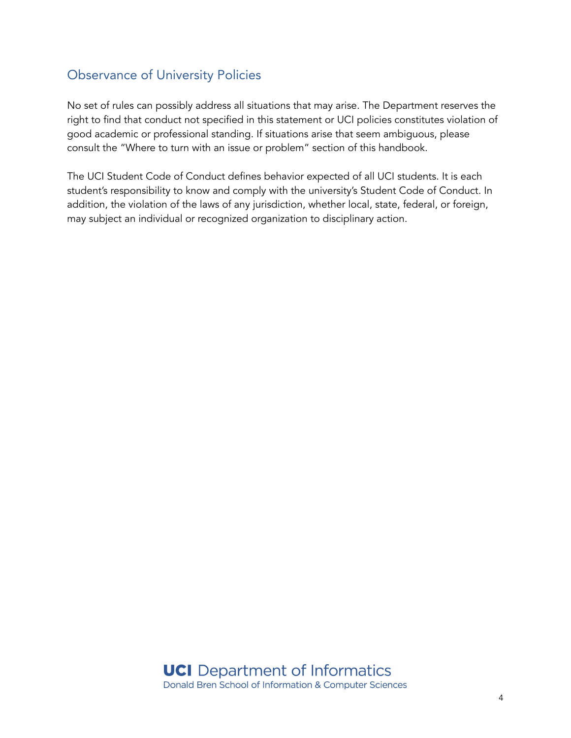## Observance of University Policies

No set of rules can possibly address all situations that may arise. The Department reserves the right to find that conduct not specified in this statement or UCI policies constitutes violation of good academic or professional standing. If situations arise that seem ambiguous, please consult the "Where to turn with an issue or problem" section of this handbook.

The UCI Student Code of Conduct defines behavior expected of all UCI students. It is each student's responsibility to know and comply with the university's Student Code of Conduct. In addition, the violation of the laws of any jurisdiction, whether local, state, federal, or foreign, may subject an individual or recognized organization to disciplinary action.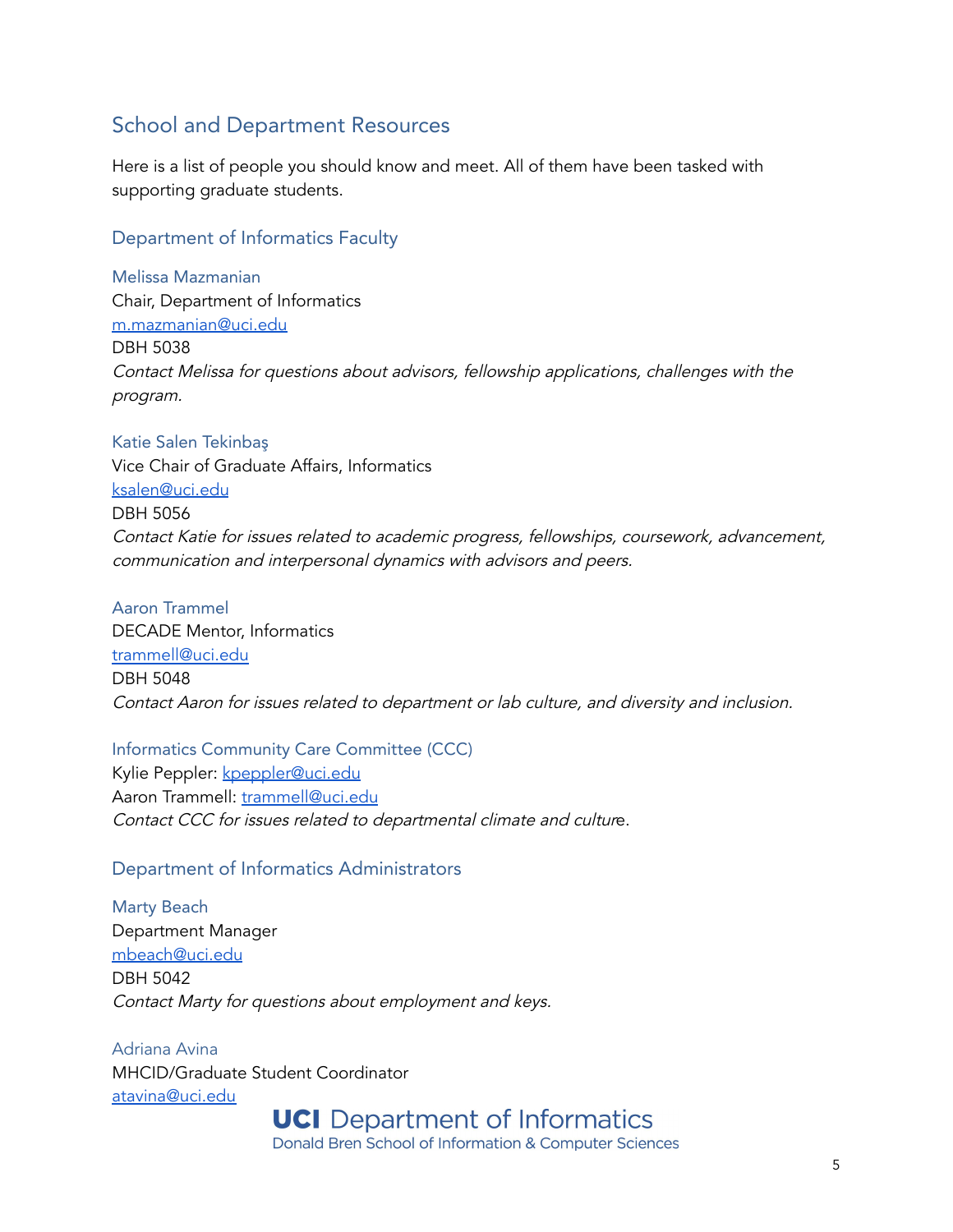## School and Department Resources

Here is a list of people you should know and meet. All of them have been tasked with supporting graduate students.

### Department of Informatics Faculty

#### Melissa Mazmanian

Chair, Department of Informatics
m.mazmanian@uci.edu
DBH 5038
*Contact Melissa for questions about advisors, fellowship applications, challenges with the program.*

#### Katie Salen Tekinbaş

Vice Chair of Graduate Affairs, Informatics
ksalen@uci.edu
DBH 5056
*Contact Katie for issues related to academic progress, fellowships, coursework, advancement, communication and interpersonal dynamics with advisors and peers.*

#### Aaron Trammel

DECADE Mentor, Informatics
trammell@uci.edu
DBH 5048
*Contact Aaron for issues related to department or lab culture, and diversity and inclusion.*

#### Informatics Community Care Committee (CCC)

Kylie Peppler: kpeppler@uci.edu
Aaron Trammell: trammell@uci.edu
*Contact CCC for issues related to departmental climate and cultur*e.

### Department of Informatics Administrators

#### Marty Beach

Department Manager
mbeach@uci.edu
DBH 5042
*Contact Marty for questions about employment and keys.*

#### Adriana Avina

MHCID/Graduate Student Coordinator
atavina@uci.edu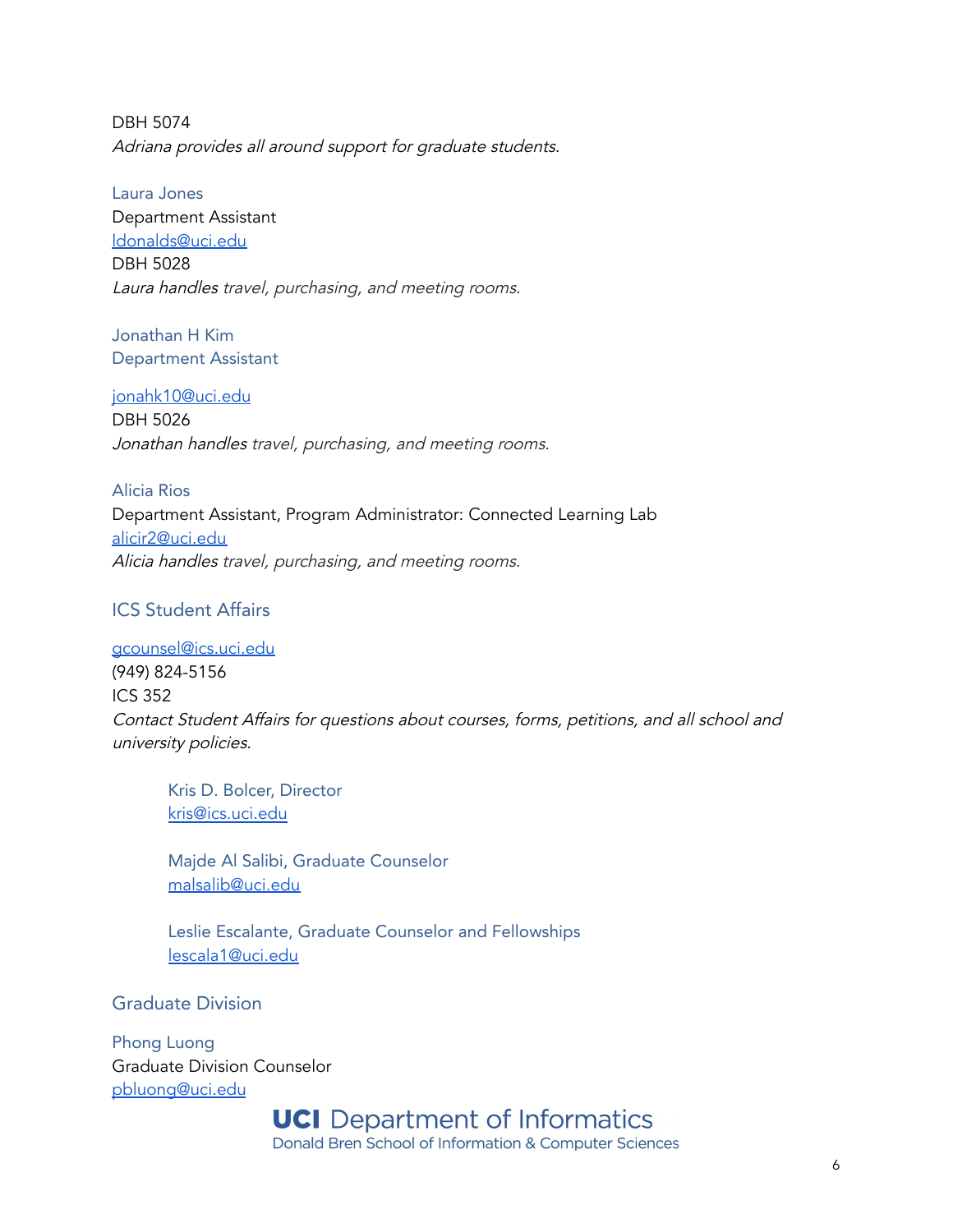DBH 5074

*Adriana provides all around support for graduate students.*

Laura Jones

Department Assistant

ldonalds@uci.edu

DBH 5028

*Laura handles travel, purchasing, and meeting rooms.*

Jonathan H Kim

Department Assistant

jonahk10@uci.edu

DBH 5026

*Jonathan handles travel, purchasing, and meeting rooms.*

Alicia Rios

Department Assistant, Program Administrator: Connected Learning Lab

alicir2@uci.edu

*Alicia handles travel, purchasing, and meeting rooms.*

### ICS Student Affairs

gcounsel@ics.uci.edu

(949) 824-5156

ICS 352

*Contact Student Affairs for questions about courses, forms, petitions, and all school and university policies.*

> Kris D. Bolcer, Director
> kris@ics.uci.edu
>
> Majde Al Salibi, Graduate Counselor
> malsalib@uci.edu
>
> Leslie Escalante, Graduate Counselor and Fellowships
> lescala1@uci.edu

### Graduate Division

Phong Luong

Graduate Division Counselor

pbluong@uci.edu

UCI Department of Informatics

Donald Bren School of Information & Computer Sciences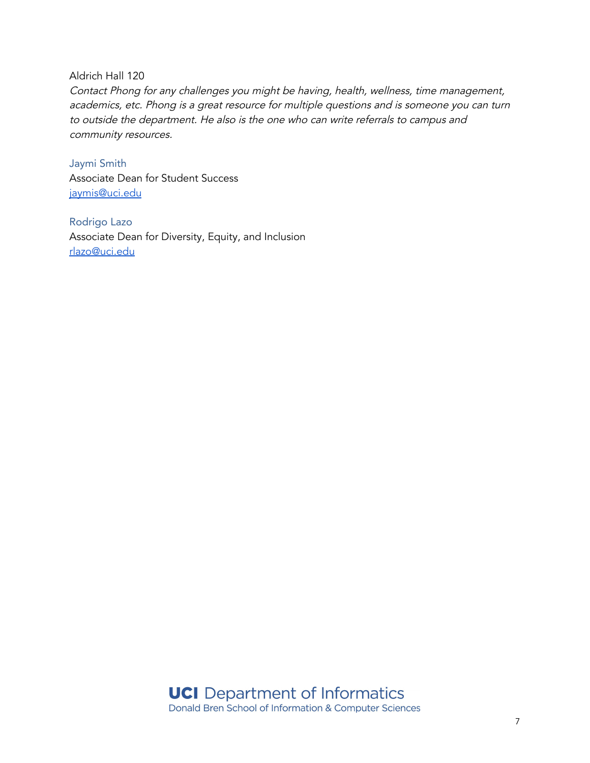Aldrich Hall 120

*Contact Phong for any challenges you might be having, health, wellness, time management, academics, etc. Phong is a great resource for multiple questions and is someone you can turn to outside the department. He also is the one who can write referrals to campus and community resources.*

Jaymi Smith
Associate Dean for Student Success
[jaymis@uci.edu](mailto:jaymis@uci.edu)

Rodrigo Lazo
Associate Dean for Diversity, Equity, and Inclusion
[rlazo@uci.edu](mailto:rlazo@uci.edu)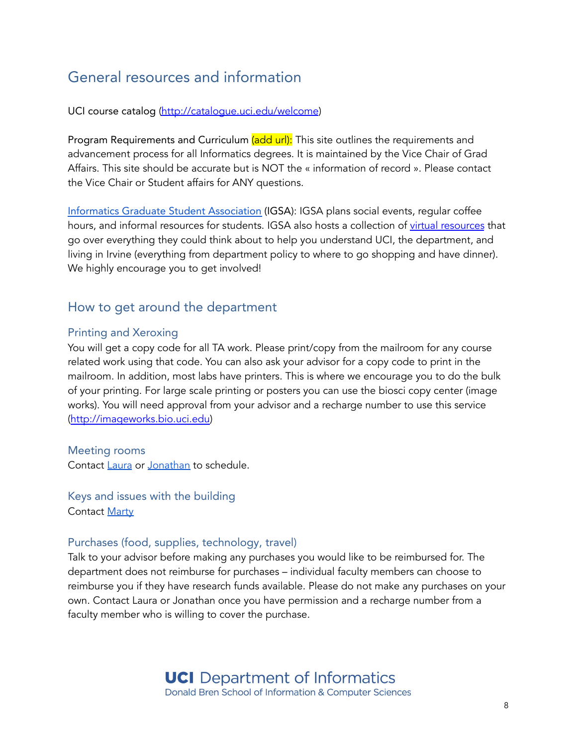## General resources and information

UCI course catalog (http://catalogue.uci.edu/welcome)

Program Requirements and Curriculum (add url): This site outlines the requirements and advancement process for all Informatics degrees. It is maintained by the Vice Chair of Grad Affairs. This site should be accurate but is NOT the « information of record ». Please contact the Vice Chair or Student affairs for ANY questions.

Informatics Graduate Student Association (IGSA): IGSA plans social events, regular coffee hours, and informal resources for students. IGSA also hosts a collection of virtual resources that go over everything they could think about to help you understand UCI, the department, and living in Irvine (everything from department policy to where to go shopping and have dinner). We highly encourage you to get involved!

## How to get around the department

### Printing and Xeroxing

You will get a copy code for all TA work. Please print/copy from the mailroom for any course related work using that code. You can also ask your advisor for a copy code to print in the mailroom. In addition, most labs have printers. This is where we encourage you to do the bulk of your printing. For large scale printing or posters you can use the biosci copy center (image works). You will need approval from your advisor and a recharge number to use this service (http://imageworks.bio.uci.edu)

### Meeting rooms

Contact Laura or Jonathan to schedule.

### Keys and issues with the building

Contact Marty

### Purchases (food, supplies, technology, travel)

Talk to your advisor before making any purchases you would like to be reimbursed for. The department does not reimburse for purchases – individual faculty members can choose to reimburse you if they have research funds available. Please do not make any purchases on your own. Contact Laura or Jonathan once you have permission and a recharge number from a faculty member who is willing to cover the purchase.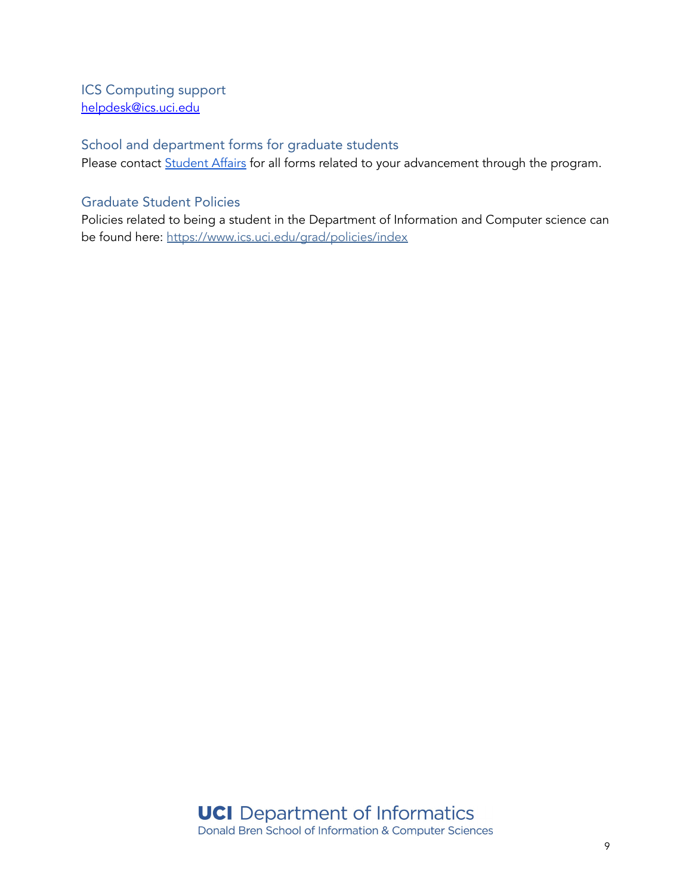### ICS Computing support

helpdesk@ics.uci.edu

### School and department forms for graduate students

Please contact Student Affairs for all forms related to your advancement through the program.

### Graduate Student Policies

Policies related to being a student in the Department of Information and Computer science can be found here: https://www.ics.uci.edu/grad/policies/index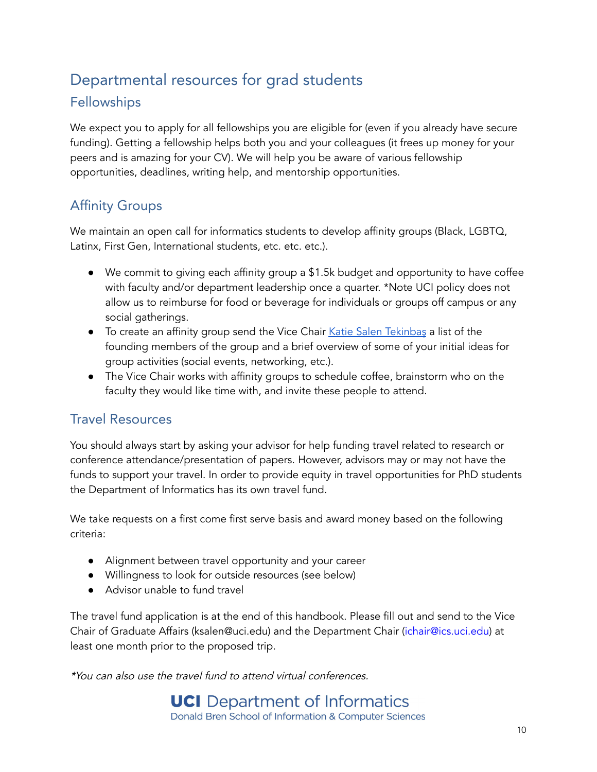# Departmental resources for grad students

## Fellowships

We expect you to apply for all fellowships you are eligible for (even if you already have secure funding). Getting a fellowship helps both you and your colleagues (it frees up money for your peers and is amazing for your CV). We will help you be aware of various fellowship opportunities, deadlines, writing help, and mentorship opportunities.

## Affinity Groups

We maintain an open call for informatics students to develop affinity groups (Black, LGBTQ, Latinx, First Gen, International students, etc. etc. etc.).

- We commit to giving each affinity group a $1.5k budget and opportunity to have coffee with faculty and/or department leadership once a quarter. *Note UCI policy does not allow us to reimburse for food or beverage for individuals or groups off campus or any social gatherings.
- To create an affinity group send the Vice Chair [Katie Salen Tekinbaş]() a list of the founding members of the group and a brief overview of some of your initial ideas for group activities (social events, networking, etc.).
- The Vice Chair works with affinity groups to schedule coffee, brainstorm who on the faculty they would like time with, and invite these people to attend.

## Travel Resources

You should always start by asking your advisor for help funding travel related to research or conference attendance/presentation of papers. However, advisors may or may not have the funds to support your travel. In order to provide equity in travel opportunities for PhD students the Department of Informatics has its own travel fund.

We take requests on a first come first serve basis and award money based on the following criteria:

- Alignment between travel opportunity and your career
- Willingness to look for outside resources (see below)
- Advisor unable to fund travel

The travel fund application is at the end of this handbook. Please fill out and send to the Vice Chair of Graduate Affairs (ksalen@uci.edu) and the Department Chair (ichair@ics.uci.edu) at least one month prior to the proposed trip.

*\*You can also use the travel fund to attend virtual conferences.*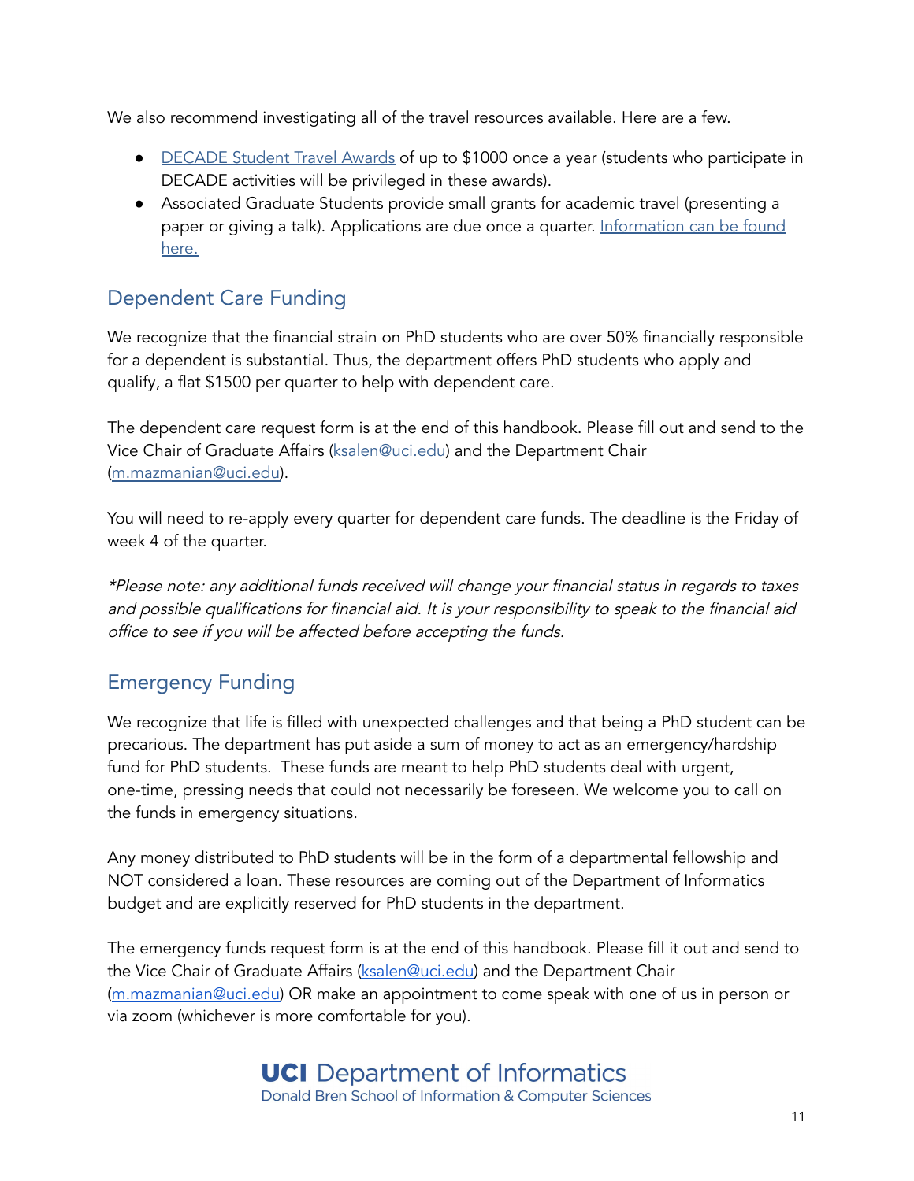We also recommend investigating all of the travel resources available. Here are a few.

- DECADE Student Travel Awards of up to $1000 once a year (students who participate in DECADE activities will be privileged in these awards).
- Associated Graduate Students provide small grants for academic travel (presenting a paper or giving a talk). Applications are due once a quarter. Information can be found here.

## Dependent Care Funding

We recognize that the financial strain on PhD students who are over 50% financially responsible for a dependent is substantial. Thus, the department offers PhD students who apply and qualify, a flat $1500 per quarter to help with dependent care.

The dependent care request form is at the end of this handbook. Please fill out and send to the Vice Chair of Graduate Affairs (ksalen@uci.edu) and the Department Chair (m.mazmanian@uci.edu).

You will need to re-apply every quarter for dependent care funds. The deadline is the Friday of week 4 of the quarter.

*\*Please note: any additional funds received will change your financial status in regards to taxes and possible qualifications for financial aid. It is your responsibility to speak to the financial aid office to see if you will be affected before accepting the funds.*

## Emergency Funding

We recognize that life is filled with unexpected challenges and that being a PhD student can be precarious. The department has put aside a sum of money to act as an emergency/hardship fund for PhD students. These funds are meant to help PhD students deal with urgent, one-time, pressing needs that could not necessarily be foreseen. We welcome you to call on the funds in emergency situations.

Any money distributed to PhD students will be in the form of a departmental fellowship and NOT considered a loan. These resources are coming out of the Department of Informatics budget and are explicitly reserved for PhD students in the department.

The emergency funds request form is at the end of this handbook. Please fill it out and send to the Vice Chair of Graduate Affairs (ksalen@uci.edu) and the Department Chair (m.mazmanian@uci.edu) OR make an appointment to come speak with one of us in person or via zoom (whichever is more comfortable for you).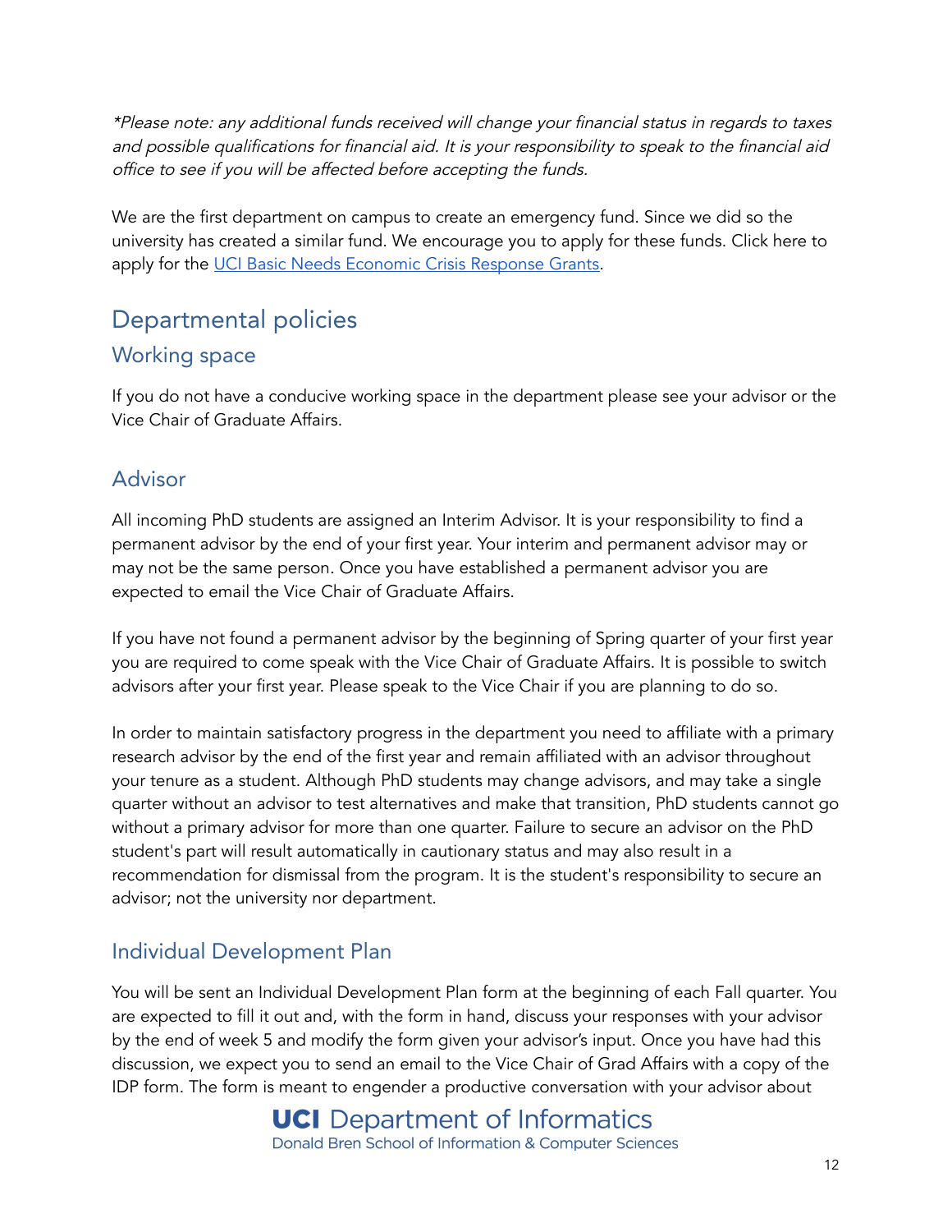*\*Please note: any additional funds received will change your financial status in regards to taxes and possible qualifications for financial aid. It is your responsibility to speak to the financial aid office to see if you will be affected before accepting the funds.*

We are the first department on campus to create an emergency fund. Since we did so the university has created a similar fund. We encourage you to apply for these funds. Click here to apply for the [UCI Basic Needs Economic Crisis Response Grants](#).

# Departmental policies

## Working space

If you do not have a conducive working space in the department please see your advisor or the Vice Chair of Graduate Affairs.

## Advisor

All incoming PhD students are assigned an Interim Advisor. It is your responsibility to find a permanent advisor by the end of your first year. Your interim and permanent advisor may or may not be the same person. Once you have established a permanent advisor you are expected to email the Vice Chair of Graduate Affairs.

If you have not found a permanent advisor by the beginning of Spring quarter of your first year you are required to come speak with the Vice Chair of Graduate Affairs. It is possible to switch advisors after your first year. Please speak to the Vice Chair if you are planning to do so.

In order to maintain satisfactory progress in the department you need to affiliate with a primary research advisor by the end of the first year and remain affiliated with an advisor throughout your tenure as a student. Although PhD students may change advisors, and may take a single quarter without an advisor to test alternatives and make that transition, PhD students cannot go without a primary advisor for more than one quarter. Failure to secure an advisor on the PhD student's part will result automatically in cautionary status and may also result in a recommendation for dismissal from the program. It is the student's responsibility to secure an advisor; not the university nor department.

## Individual Development Plan

You will be sent an Individual Development Plan form at the beginning of each Fall quarter. You are expected to fill it out and, with the form in hand, discuss your responses with your advisor by the end of week 5 and modify the form given your advisor's input. Once you have had this discussion, we expect you to send an email to the Vice Chair of Grad Affairs with a copy of the IDP form. The form is meant to engender a productive conversation with your advisor about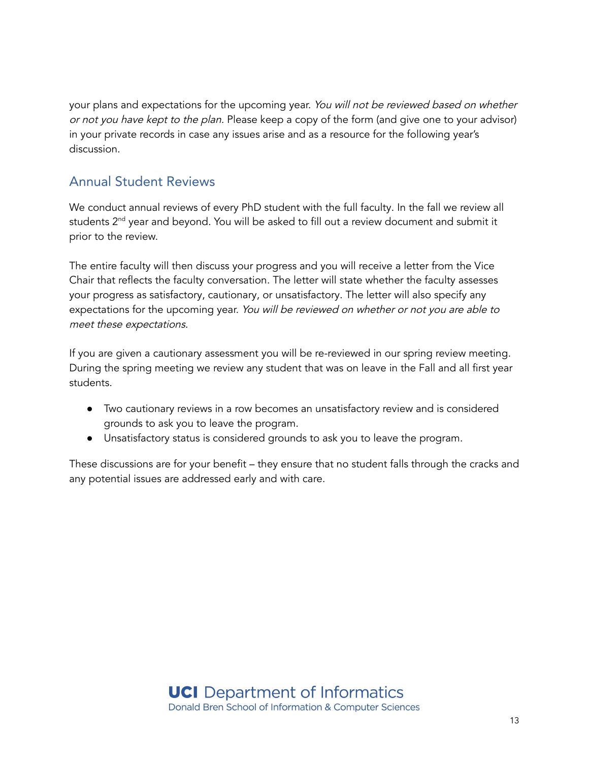your plans and expectations for the upcoming year. *You will not be reviewed based on whether or not you have kept to the plan.* Please keep a copy of the form (and give one to your advisor) in your private records in case any issues arise and as a resource for the following year's discussion.

## Annual Student Reviews

We conduct annual reviews of every PhD student with the full faculty. In the fall we review all students 2nd year and beyond. You will be asked to fill out a review document and submit it prior to the review.

The entire faculty will then discuss your progress and you will receive a letter from the Vice Chair that reflects the faculty conversation. The letter will state whether the faculty assesses your progress as satisfactory, cautionary, or unsatisfactory. The letter will also specify any expectations for the upcoming year. *You will be reviewed on whether or not you are able to meet these expectations.*

If you are given a cautionary assessment you will be re-reviewed in our spring review meeting. During the spring meeting we review any student that was on leave in the Fall and all first year students.

- Two cautionary reviews in a row becomes an unsatisfactory review and is considered grounds to ask you to leave the program.
- Unsatisfactory status is considered grounds to ask you to leave the program.

These discussions are for your benefit – they ensure that no student falls through the cracks and any potential issues are addressed early and with care.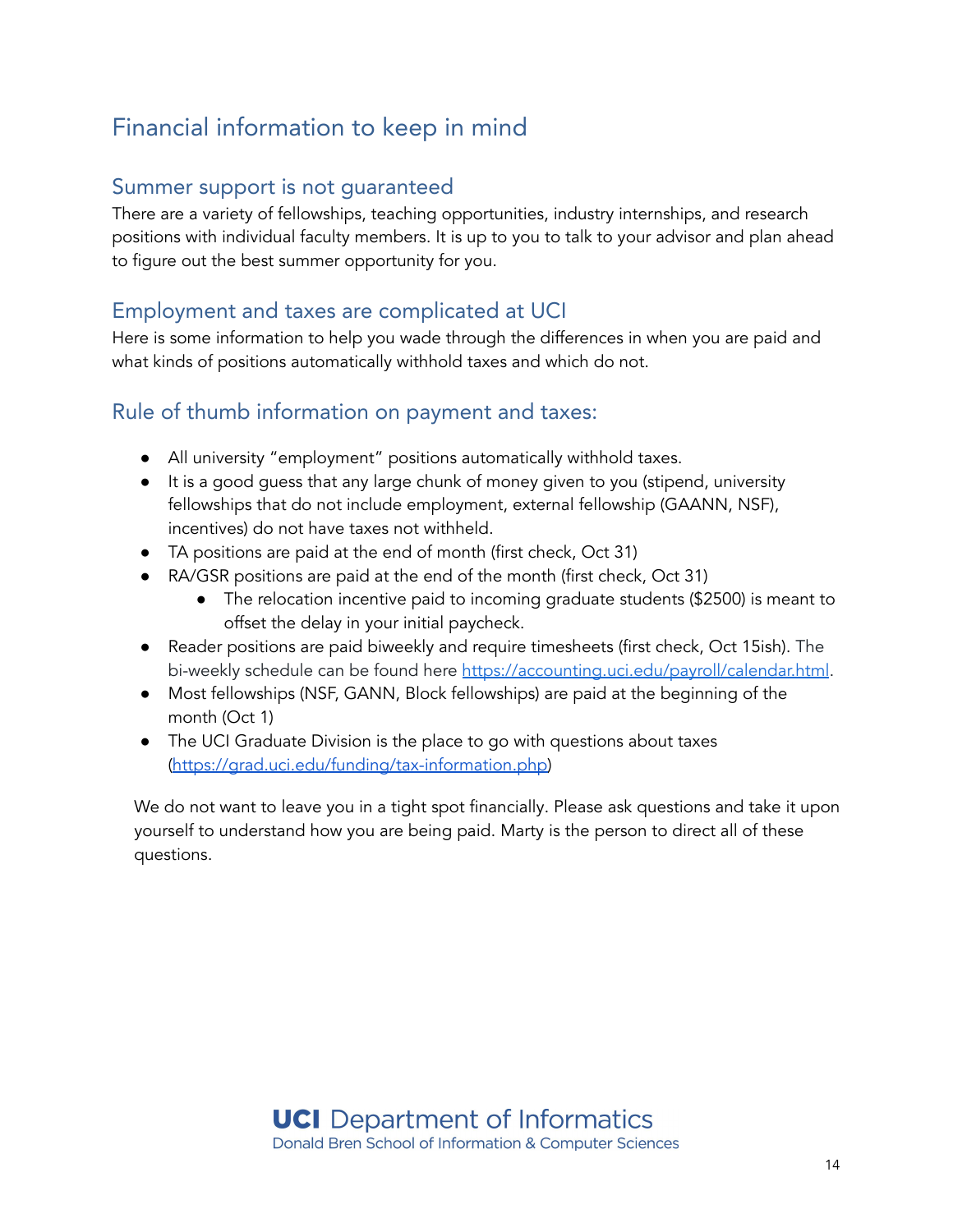# Financial information to keep in mind

## Summer support is not guaranteed

There are a variety of fellowships, teaching opportunities, industry internships, and research positions with individual faculty members. It is up to you to talk to your advisor and plan ahead to figure out the best summer opportunity for you.

## Employment and taxes are complicated at UCI

Here is some information to help you wade through the differences in when you are paid and what kinds of positions automatically withhold taxes and which do not.

## Rule of thumb information on payment and taxes:

- All university "employment" positions automatically withhold taxes.
- It is a good guess that any large chunk of money given to you (stipend, university fellowships that do not include employment, external fellowship (GAANN, NSF), incentives) do not have taxes not withheld.
- TA positions are paid at the end of month (first check, Oct 31)
- RA/GSR positions are paid at the end of the month (first check, Oct 31)
  - The relocation incentive paid to incoming graduate students ($2500) is meant to offset the delay in your initial paycheck.
- Reader positions are paid biweekly and require timesheets (first check, Oct 15ish). The bi-weekly schedule can be found here https://accounting.uci.edu/payroll/calendar.html.
- Most fellowships (NSF, GANN, Block fellowships) are paid at the beginning of the month (Oct 1)
- The UCI Graduate Division is the place to go with questions about taxes (https://grad.uci.edu/funding/tax-information.php)

We do not want to leave you in a tight spot financially. Please ask questions and take it upon yourself to understand how you are being paid. Marty is the person to direct all of these questions.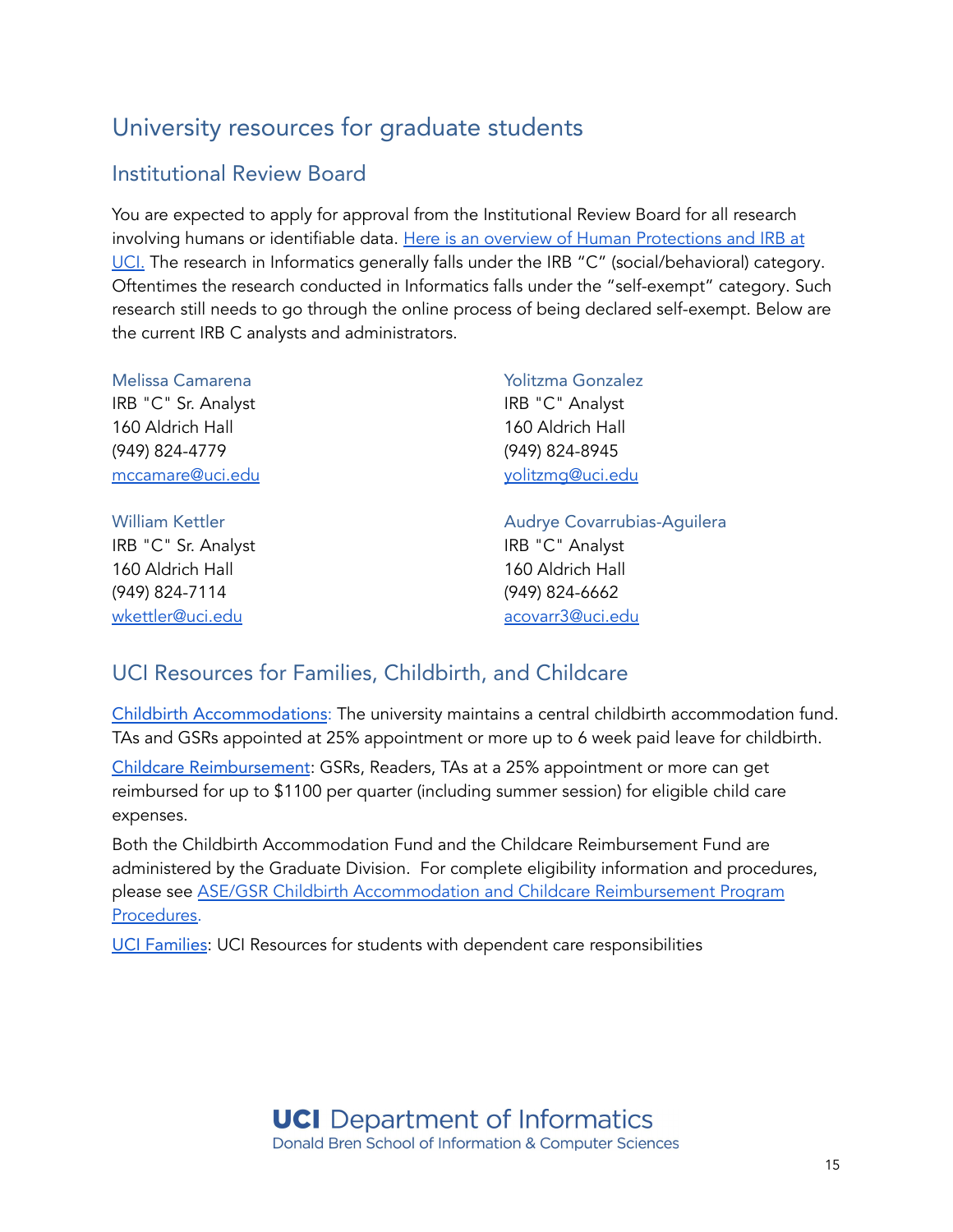# University resources for graduate students

## Institutional Review Board

You are expected to apply for approval from the Institutional Review Board for all research involving humans or identifiable data. [Here is an overview of Human Protections and IRB at UCI.]() The research in Informatics generally falls under the IRB "C" (social/behavioral) category. Oftentimes the research conducted in Informatics falls under the "self-exempt" category. Such research still needs to go through the online process of being declared self-exempt. Below are the current IRB C analysts and administrators.

Melissa Camarena
IRB "C" Sr. Analyst
160 Aldrich Hall
(949) 824-4779
mccamare@uci.edu

Yolitzma Gonzalez
IRB "C" Analyst
160 Aldrich Hall
(949) 824-8945
yolitzmg@uci.edu

William Kettler
IRB "C" Sr. Analyst
160 Aldrich Hall
(949) 824-7114
wkettler@uci.edu

Audrye Covarrubias-Aguilera
IRB "C" Analyst
160 Aldrich Hall
(949) 824-6662
acovarr3@uci.edu

## UCI Resources for Families, Childbirth, and Childcare

[Childbirth Accommodations](): The university maintains a central childbirth accommodation fund. TAs and GSRs appointed at 25% appointment or more up to 6 week paid leave for childbirth.

[Childcare Reimbursement](): GSRs, Readers, TAs at a 25% appointment or more can get reimbursed for up to $1100 per quarter (including summer session) for eligible child care expenses.

Both the Childbirth Accommodation Fund and the Childcare Reimbursement Fund are administered by the Graduate Division. For complete eligibility information and procedures, please see [ASE/GSR Childbirth Accommodation and Childcare Reimbursement Program Procedures]().

[UCI Families](): UCI Resources for students with dependent care responsibilities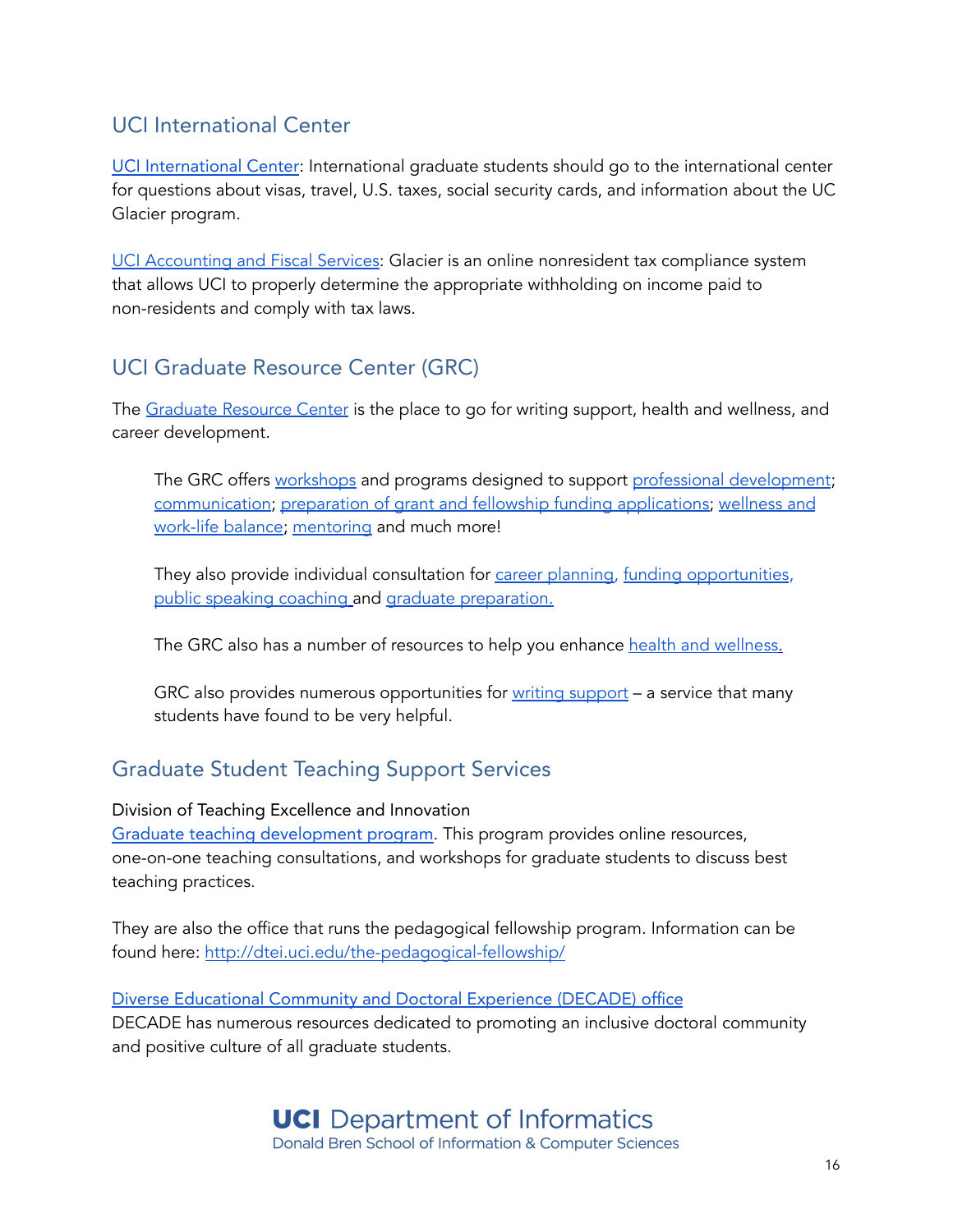## UCI International Center

UCI International Center: International graduate students should go to the international center for questions about visas, travel, U.S. taxes, social security cards, and information about the UC Glacier program.

UCI Accounting and Fiscal Services: Glacier is an online nonresident tax compliance system that allows UCI to properly determine the appropriate withholding on income paid to non-residents and comply with tax laws.

## UCI Graduate Resource Center (GRC)

The Graduate Resource Center is the place to go for writing support, health and wellness, and career development.

> The GRC offers workshops and programs designed to support professional development; communication; preparation of grant and fellowship funding applications; wellness and work-life balance; mentoring and much more!
>
> They also provide individual consultation for career planning, funding opportunities, public speaking coaching and graduate preparation.
>
> The GRC also has a number of resources to help you enhance health and wellness.
>
> GRC also provides numerous opportunities for writing support – a service that many students have found to be very helpful.

## Graduate Student Teaching Support Services

Division of Teaching Excellence and Innovation
Graduate teaching development program. This program provides online resources, one-on-one teaching consultations, and workshops for graduate students to discuss best teaching practices.

They are also the office that runs the pedagogical fellowship program. Information can be found here: http://dtei.uci.edu/the-pedagogical-fellowship/

Diverse Educational Community and Doctoral Experience (DECADE) office
DECADE has numerous resources dedicated to promoting an inclusive doctoral community and positive culture of all graduate students.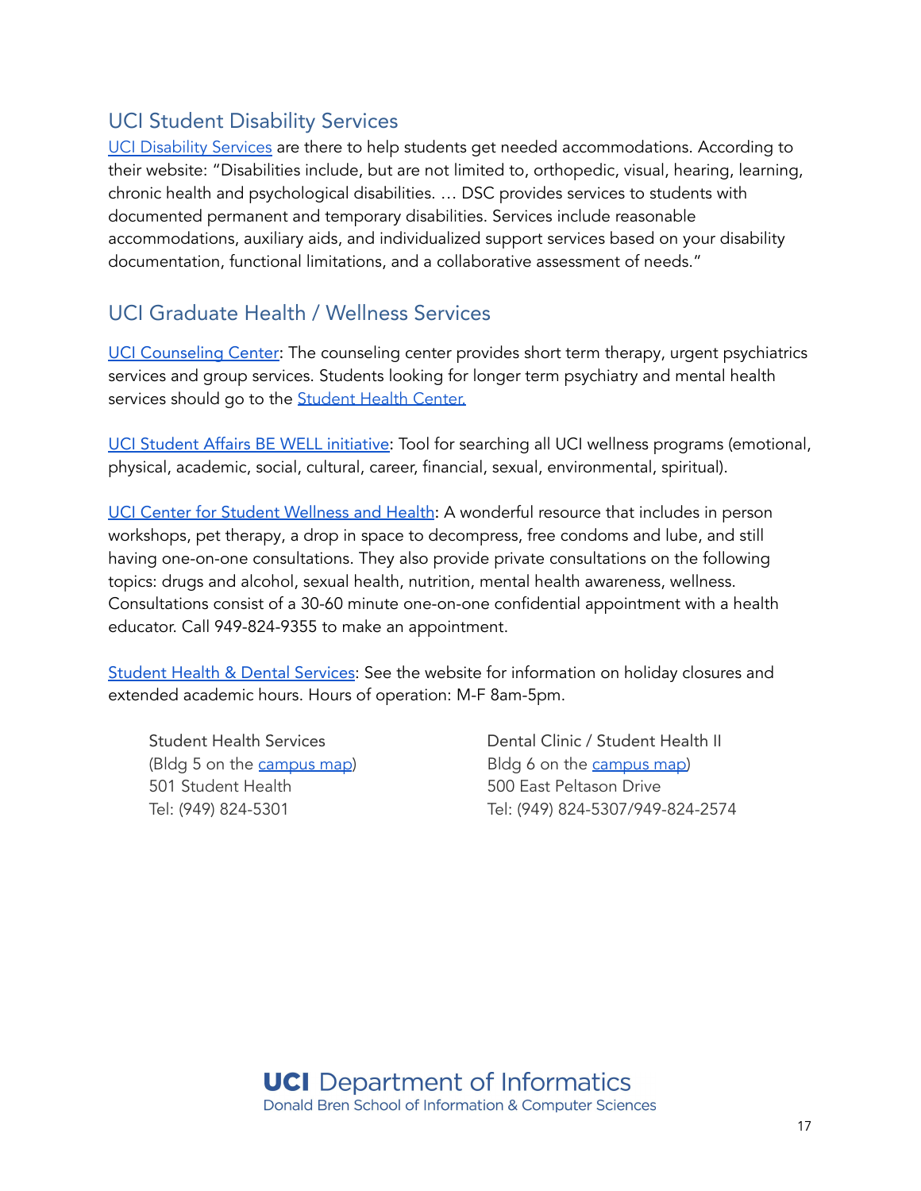## UCI Student Disability Services

UCI Disability Services are there to help students get needed accommodations. According to their website: "Disabilities include, but are not limited to, orthopedic, visual, hearing, learning, chronic health and psychological disabilities. … DSC provides services to students with documented permanent and temporary disabilities. Services include reasonable accommodations, auxiliary aids, and individualized support services based on your disability documentation, functional limitations, and a collaborative assessment of needs."

## UCI Graduate Health / Wellness Services

UCI Counseling Center: The counseling center provides short term therapy, urgent psychiatrics services and group services. Students looking for longer term psychiatry and mental health services should go to the Student Health Center.

UCI Student Affairs BE WELL initiative: Tool for searching all UCI wellness programs (emotional, physical, academic, social, cultural, career, financial, sexual, environmental, spiritual).

UCI Center for Student Wellness and Health: A wonderful resource that includes in person workshops, pet therapy, a drop in space to decompress, free condoms and lube, and still having one-on-one consultations. They also provide private consultations on the following topics: drugs and alcohol, sexual health, nutrition, mental health awareness, wellness. Consultations consist of a 30-60 minute one-on-one confidential appointment with a health educator. Call 949-824-9355 to make an appointment.

Student Health & Dental Services: See the website for information on holiday closures and extended academic hours. Hours of operation: M-F 8am-5pm.

Student Health Services
(Bldg 5 on the campus map)
501 Student Health
Tel: (949) 824-5301

Dental Clinic / Student Health II
Bldg 6 on the campus map)
500 East Peltason Drive
Tel: (949) 824-5307/949-824-2574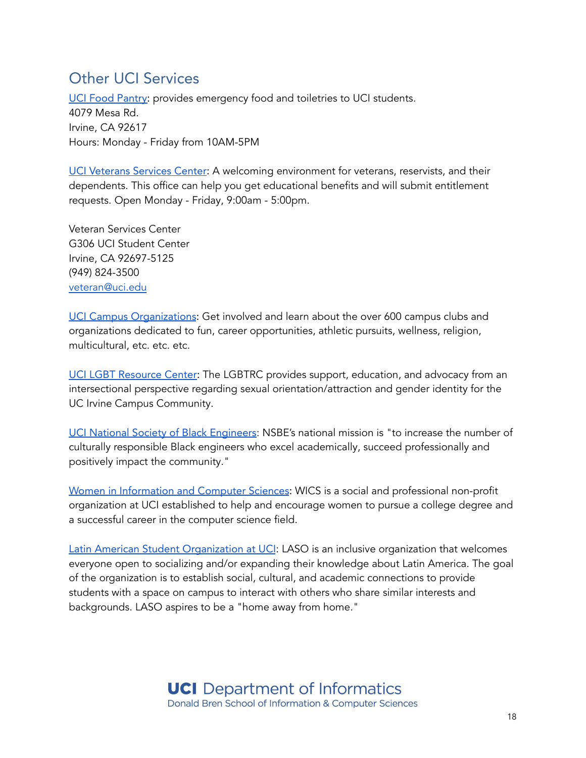## Other UCI Services

UCI Food Pantry: provides emergency food and toiletries to UCI students.
4079 Mesa Rd.
Irvine, CA 92617
Hours: Monday - Friday from 10AM-5PM

UCI Veterans Services Center: A welcoming environment for veterans, reservists, and their dependents. This office can help you get educational benefits and will submit entitlement requests. Open Monday - Friday, 9:00am - 5:00pm.

Veteran Services Center
G306 UCI Student Center
Irvine, CA 92697-5125
(949) 824-3500
veteran@uci.edu

UCI Campus Organizations: Get involved and learn about the over 600 campus clubs and organizations dedicated to fun, career opportunities, athletic pursuits, wellness, religion, multicultural, etc. etc. etc.

UCI LGBT Resource Center: The LGBTRC provides support, education, and advocacy from an intersectional perspective regarding sexual orientation/attraction and gender identity for the UC Irvine Campus Community.

UCI National Society of Black Engineers: NSBE's national mission is "to increase the number of culturally responsible Black engineers who excel academically, succeed professionally and positively impact the community."

Women in Information and Computer Sciences: WICS is a social and professional non-profit organization at UCI established to help and encourage women to pursue a college degree and a successful career in the computer science field.

Latin American Student Organization at UCI: LASO is an inclusive organization that welcomes everyone open to socializing and/or expanding their knowledge about Latin America. The goal of the organization is to establish social, cultural, and academic connections to provide students with a space on campus to interact with others who share similar interests and backgrounds. LASO aspires to be a "home away from home."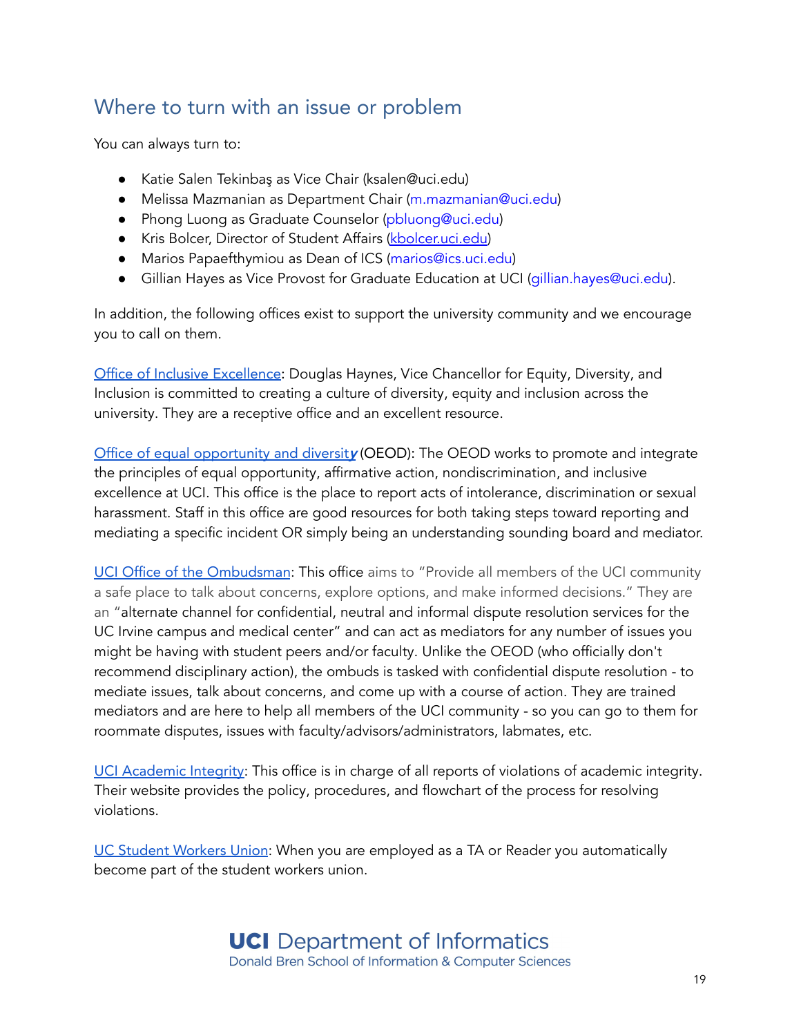## Where to turn with an issue or problem

You can always turn to:

- Katie Salen Tekinbaş as Vice Chair (ksalen@uci.edu)
- Melissa Mazmanian as Department Chair (m.mazmanian@uci.edu)
- Phong Luong as Graduate Counselor (pbluong@uci.edu)
- Kris Bolcer, Director of Student Affairs (kbolcer.uci.edu)
- Marios Papaefthymiou as Dean of ICS (marios@ics.uci.edu)
- Gillian Hayes as Vice Provost for Graduate Education at UCI (gillian.hayes@uci.edu).

In addition, the following offices exist to support the university community and we encourage you to call on them.

Office of Inclusive Excellence: Douglas Haynes, Vice Chancellor for Equity, Diversity, and Inclusion is committed to creating a culture of diversity, equity and inclusion across the university. They are a receptive office and an excellent resource.

Office of equal opportunity and diversity (OEOD): The OEOD works to promote and integrate the principles of equal opportunity, affirmative action, nondiscrimination, and inclusive excellence at UCI. This office is the place to report acts of intolerance, discrimination or sexual harassment. Staff in this office are good resources for both taking steps toward reporting and mediating a specific incident OR simply being an understanding sounding board and mediator.

UCI Office of the Ombudsman: This office aims to "Provide all members of the UCI community a safe place to talk about concerns, explore options, and make informed decisions." They are an "alternate channel for confidential, neutral and informal dispute resolution services for the UC Irvine campus and medical center" and can act as mediators for any number of issues you might be having with student peers and/or faculty. Unlike the OEOD (who officially don't recommend disciplinary action), the ombuds is tasked with confidential dispute resolution - to mediate issues, talk about concerns, and come up with a course of action. They are trained mediators and are here to help all members of the UCI community - so you can go to them for roommate disputes, issues with faculty/advisors/administrators, labmates, etc.

UCI Academic Integrity: This office is in charge of all reports of violations of academic integrity. Their website provides the policy, procedures, and flowchart of the process for resolving violations.

UC Student Workers Union: When you are employed as a TA or Reader you automatically become part of the student workers union.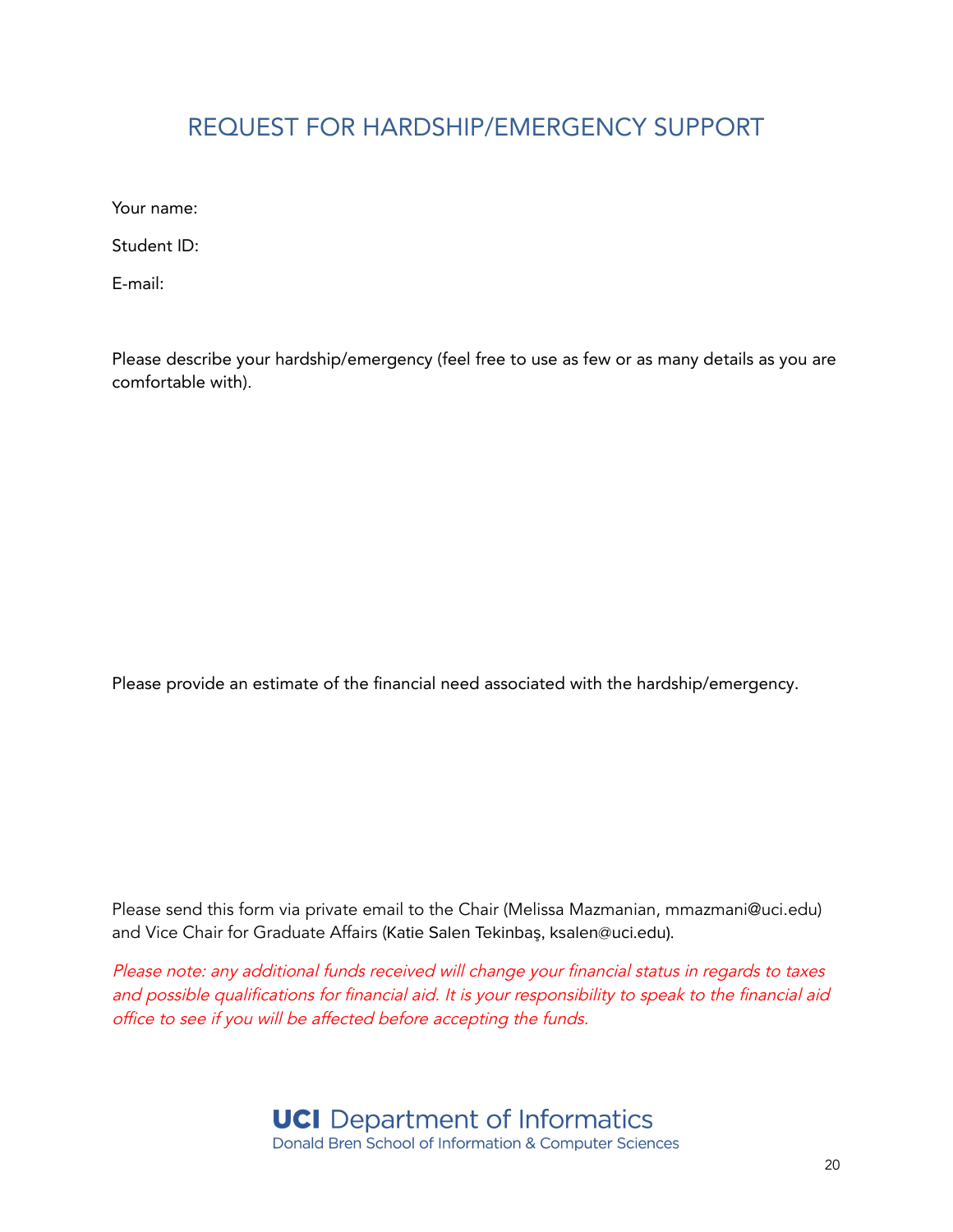# REQUEST FOR HARDSHIP/EMERGENCY SUPPORT

Your name:

Student ID:

E-mail:

Please describe your hardship/emergency (feel free to use as few or as many details as you are comfortable with).

Please provide an estimate of the financial need associated with the hardship/emergency.

Please send this form via private email to the Chair (Melissa Mazmanian, mmazmani@uci.edu) and Vice Chair for Graduate Affairs (Katie Salen Tekinbaş, ksalen@uci.edu).

*Please note: any additional funds received will change your financial status in regards to taxes and possible qualifications for financial aid. It is your responsibility to speak to the financial aid office to see if you will be affected before accepting the funds.*

**UCI** Department of Informatics
Donald Bren School of Information & Computer Sciences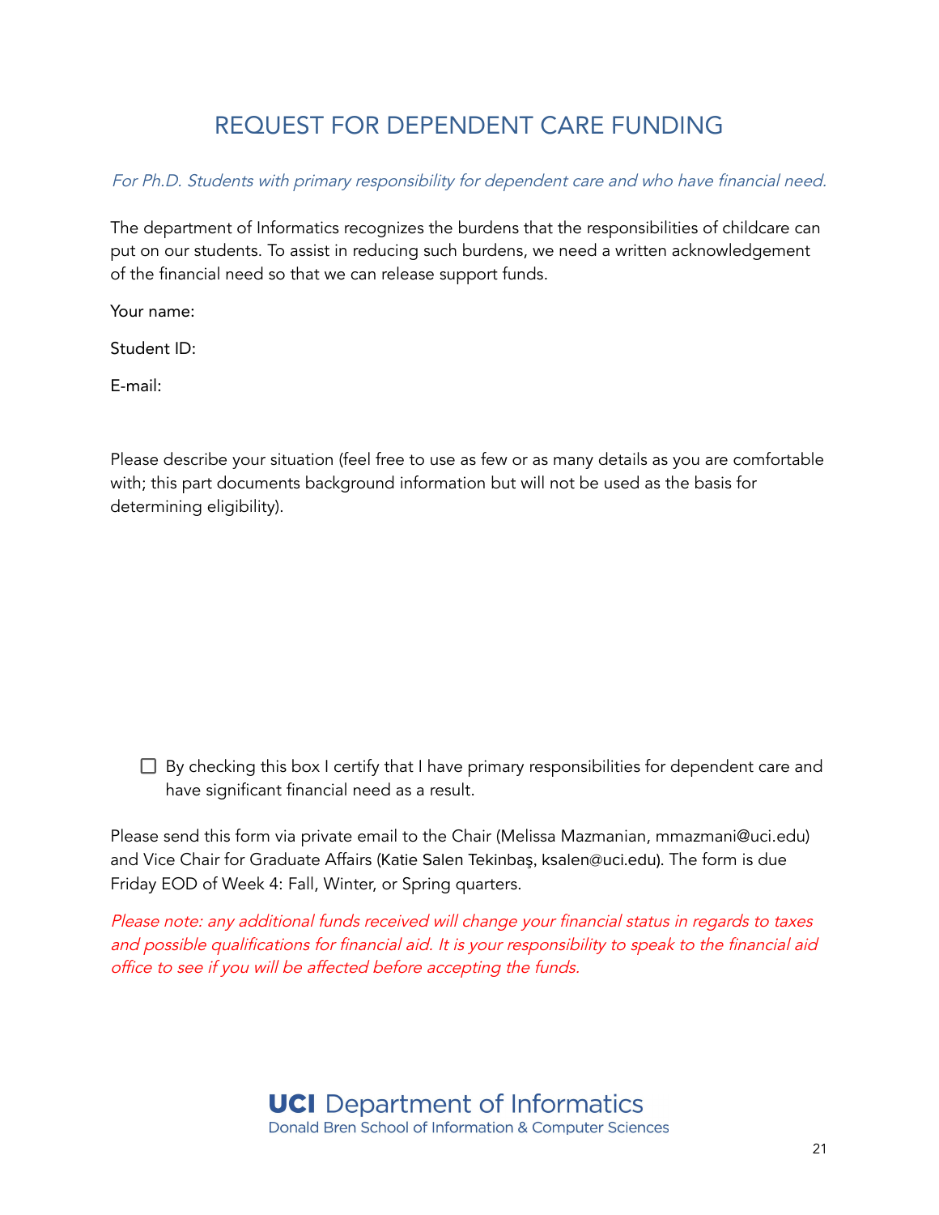# REQUEST FOR DEPENDENT CARE FUNDING

*For Ph.D. Students with primary responsibility for dependent care and who have financial need.*

The department of Informatics recognizes the burdens that the responsibilities of childcare can put on our students. To assist in reducing such burdens, we need a written acknowledgement of the financial need so that we can release support funds.

Your name:

Student ID:

E-mail:

Please describe your situation (feel free to use as few or as many details as you are comfortable with; this part documents background information but will not be used as the basis for determining eligibility).

☐ By checking this box I certify that I have primary responsibilities for dependent care and have significant financial need as a result.

Please send this form via private email to the Chair (Melissa Mazmanian, mmazmani@uci.edu) and Vice Chair for Graduate Affairs (Katie Salen Tekinbaş, ksalen@uci.edu). The form is due Friday EOD of Week 4: Fall, Winter, or Spring quarters.

*Please note: any additional funds received will change your financial status in regards to taxes and possible qualifications for financial aid. It is your responsibility to speak to the financial aid office to see if you will be affected before accepting the funds.*

**UCI** Department of Informatics
Donald Bren School of Information & Computer Sciences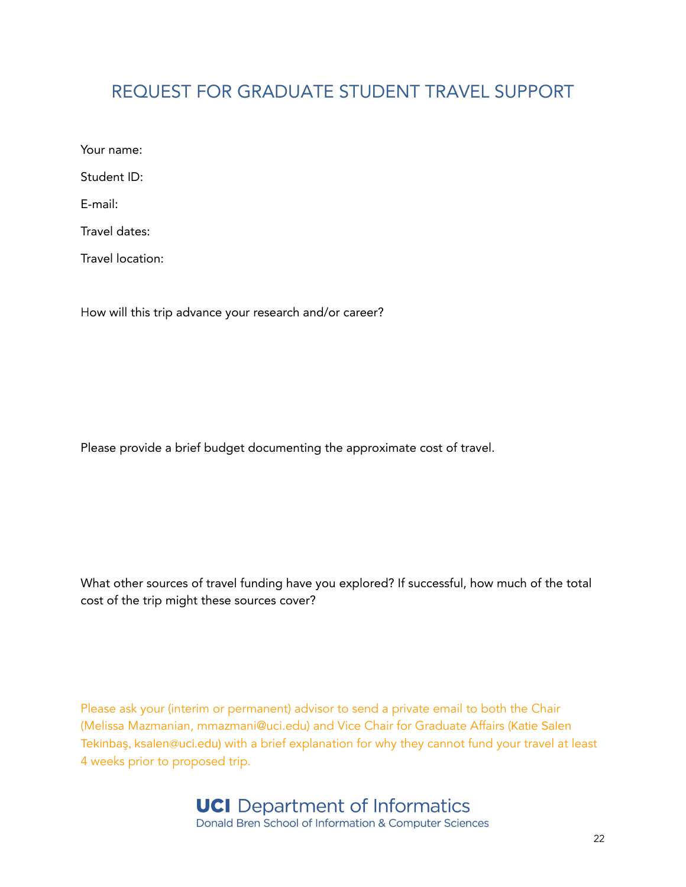# REQUEST FOR GRADUATE STUDENT TRAVEL SUPPORT

Your name:

Student ID:

E-mail:

Travel dates:

Travel location:

How will this trip advance your research and/or career?

Please provide a brief budget documenting the approximate cost of travel.

What other sources of travel funding have you explored? If successful, how much of the total cost of the trip might these sources cover?

Please ask your (interim or permanent) advisor to send a private email to both the Chair (Melissa Mazmanian, mmazmani@uci.edu) and Vice Chair for Graduate Affairs (Katie Salen Tekinbaş, ksalen@uci.edu) with a brief explanation for why they cannot fund your travel at least 4 weeks prior to proposed trip.

**UCI** Department of Informatics
Donald Bren School of Information & Computer Sciences